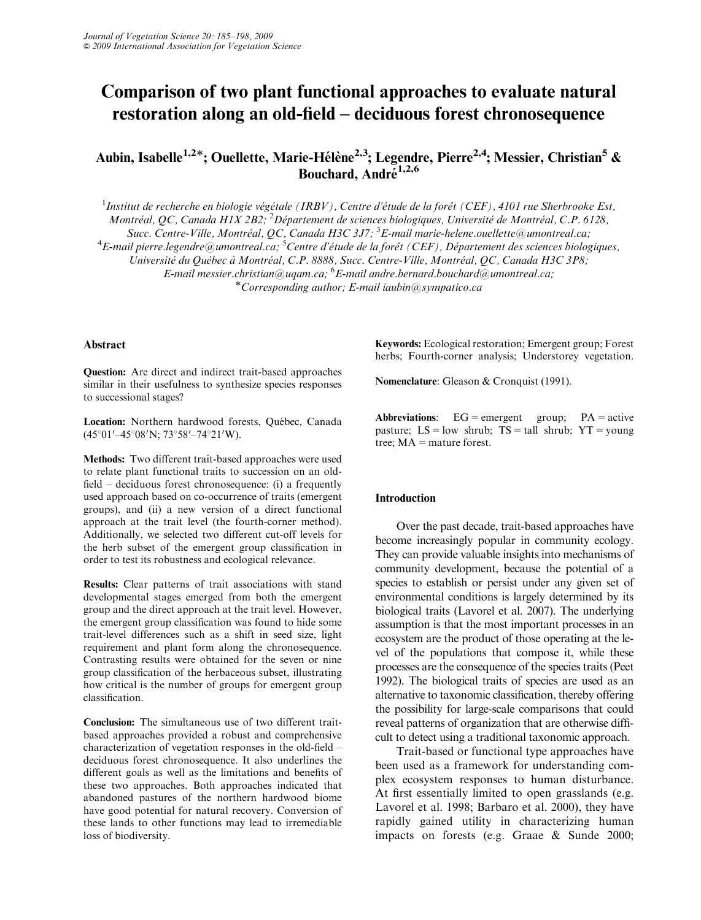# Comparison of two plant functional approaches to evaluate natural restoration along an old-field – deciduous forest chronosequence

**Aubin, Isabelle[1,2]*; Ouellette, Marie-Hélène[2,3]; Legendre, Pierre[2,4]; Messier, Christian[5] & Bouchard, André[1,2,6]**

[1] *Institut de recherche en biologie végétale (IRBV), Centre d'étude de la forêt (CEF), 4101 rue Sherbrooke Est, Montréal, QC, Canada H1X 2B2;* [2] *Département de sciences biologiques, Université de Montréal, C.P. 6128, Succ. Centre-Ville, Montréal, QC, Canada H3C 3J7;* [3] *E-mail marie-helene.ouellette@umontreal.ca;* [4] *E-mail pierre.legendre@umontreal.ca;* [5] *Centre d'étude de la forêt (CEF), Département des sciences biologiques, Université du Québec à Montréal, C.P. 8888, Succ. Centre-Ville, Montréal, QC, Canada H3C 3P8; E-mail messier.christian@uqam.ca;* [6] *E-mail andre.bernard.bouchard@umontreal.ca;*
*Corresponding author; E-mail iaubin@sympatico.ca

## Abstract

**Question:** Are direct and indirect trait-based approaches similar in their usefulness to synthesize species responses to successional stages?

**Location:** Northern hardwood forests, Québec, Canada (45°01′–45°08′N; 73°58′–74°21′W).

**Methods:** Two different trait-based approaches were used to relate plant functional traits to succession on an old-field – deciduous forest chronosequence: (i) a frequently used approach based on co-occurrence of traits (emergent groups), and (ii) a new version of a direct functional approach at the trait level (the fourth-corner method). Additionally, we selected two different cut-off levels for the herb subset of the emergent group classification in order to test its robustness and ecological relevance.

**Results:** Clear patterns of trait associations with stand developmental stages emerged from both the emergent group and the direct approach at the trait level. However, the emergent group classification was found to hide some trait-level differences such as a shift in seed size, light requirement and plant form along the chronosequence. Contrasting results were obtained for the seven or nine group classification of the herbaceous subset, illustrating how critical is the number of groups for emergent group classification.

**Conclusion:** The simultaneous use of two different trait-based approaches provided a robust and comprehensive characterization of vegetation responses in the old-field – deciduous forest chronosequence. It also underlines the different goals as well as the limitations and benefits of these two approaches. Both approaches indicated that abandoned pastures of the northern hardwood biome have good potential for natural recovery. Conversion of these lands to other functions may lead to irremediable loss of biodiversity.

**Keywords:** Ecological restoration; Emergent group; Forest herbs; Fourth-corner analysis; Understorey vegetation.

**Nomenclature**: Gleason & Cronquist (1991).

**Abbreviations**: EG = emergent group; PA = active pasture; LS = low shrub; TS = tall shrub; YT = young tree; MA = mature forest.

## Introduction

Over the past decade, trait-based approaches have become increasingly popular in community ecology. They can provide valuable insights into mechanisms of community development, because the potential of a species to establish or persist under any given set of environmental conditions is largely determined by its biological traits (Lavorel et al. 2007). The underlying assumption is that the most important processes in an ecosystem are the product of those operating at the level of the populations that compose it, while these processes are the consequence of the species traits (Peet 1992). The biological traits of species are used as an alternative to taxonomic classification, thereby offering the possibility for large-scale comparisons that could reveal patterns of organization that are otherwise difficult to detect using a traditional taxonomic approach.

Trait-based or functional type approaches have been used as a framework for understanding complex ecosystem responses to human disturbance. At first essentially limited to open grasslands (e.g. Lavorel et al. 1998; Barbaro et al. 2000), they have rapidly gained utility in characterizing human impacts on forests (e.g. Graae & Sunde 2000;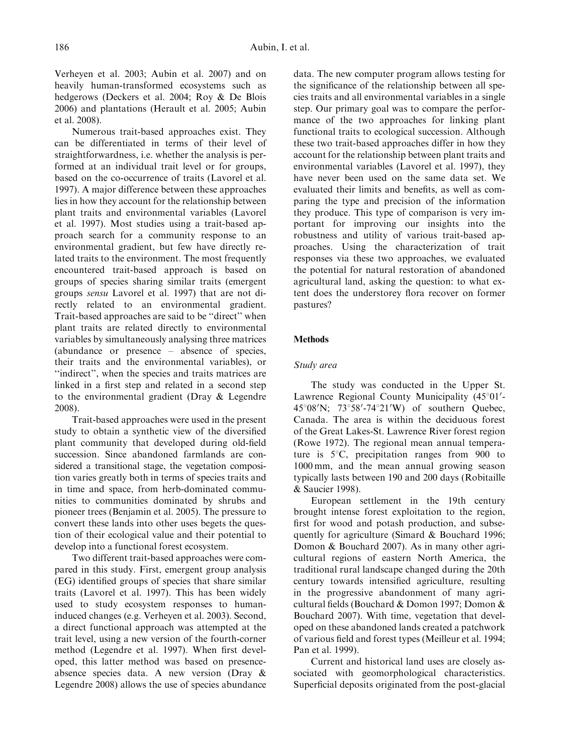Verheyen et al. 2003; Aubin et al. 2007) and on heavily human-transformed ecosystems such as hedgerows (Deckers et al. 2004; Roy & De Blois 2006) and plantations (Herault et al. 2005; Aubin et al. 2008).

Numerous trait-based approaches exist. They can be differentiated in terms of their level of straightforwardness, i.e. whether the analysis is performed at an individual trait level or for groups, based on the co-occurrence of traits (Lavorel et al. 1997). A major difference between these approaches lies in how they account for the relationship between plant traits and environmental variables (Lavorel et al. 1997). Most studies using a trait-based approach search for a community response to an environmental gradient, but few have directly related traits to the environment. The most frequently encountered trait-based approach is based on groups of species sharing similar traits (emergent groups *sensu* Lavorel et al. 1997) that are not directly related to an environmental gradient. Trait-based approaches are said to be "direct" when plant traits are related directly to environmental variables by simultaneously analysing three matrices (abundance or presence – absence of species, their traits and the environmental variables), or "indirect", when the species and traits matrices are linked in a first step and related in a second step to the environmental gradient (Dray & Legendre 2008).

Trait-based approaches were used in the present study to obtain a synthetic view of the diversified plant community that developed during old-field succession. Since abandoned farmlands are considered a transitional stage, the vegetation composition varies greatly both in terms of species traits and in time and space, from herb-dominated communities to communities dominated by shrubs and pioneer trees (Benjamin et al. 2005). The pressure to convert these lands into other uses begets the question of their ecological value and their potential to develop into a functional forest ecosystem.

Two different trait-based approaches were compared in this study. First, emergent group analysis (EG) identified groups of species that share similar traits (Lavorel et al. 1997). This has been widely used to study ecosystem responses to human-induced changes (e.g. Verheyen et al. 2003). Second, a direct functional approach was attempted at the trait level, using a new version of the fourth-corner method (Legendre et al. 1997). When first developed, this latter method was based on presence-absence species data. A new version (Dray & Legendre 2008) allows the use of species abundance data. The new computer program allows testing for the significance of the relationship between all species traits and all environmental variables in a single step. Our primary goal was to compare the performance of the two approaches for linking plant functional traits to ecological succession. Although these two trait-based approaches differ in how they account for the relationship between plant traits and environmental variables (Lavorel et al. 1997), they have never been used on the same data set. We evaluated their limits and benefits, as well as comparing the type and precision of the information they produce. This type of comparison is very important for improving our insights into the robustness and utility of various trait-based approaches. Using the characterization of trait responses via these two approaches, we evaluated the potential for natural restoration of abandoned agricultural land, asking the question: to what extent does the understorey flora recover on former pastures?

## Methods

### *Study area*

The study was conducted in the Upper St. Lawrence Regional County Municipality (45°01′-45°08′N; 73°58′-74°21′W) of southern Quebec, Canada. The area is within the deciduous forest of the Great Lakes-St. Lawrence River forest region (Rowe 1972). The regional mean annual temperature is 5°C, precipitation ranges from 900 to 1000 mm, and the mean annual growing season typically lasts between 190 and 200 days (Robitaille & Saucier 1998).

European settlement in the 19th century brought intense forest exploitation to the region, first for wood and potash production, and subsequently for agriculture (Simard & Bouchard 1996; Domon & Bouchard 2007). As in many other agricultural regions of eastern North America, the traditional rural landscape changed during the 20th century towards intensified agriculture, resulting in the progressive abandonment of many agricultural fields (Bouchard & Domon 1997; Domon & Bouchard 2007). With time, vegetation that developed on these abandoned lands created a patchwork of various field and forest types (Meilleur et al. 1994; Pan et al. 1999).

Current and historical land uses are closely associated with geomorphological characteristics. Superficial deposits originated from the post-glacial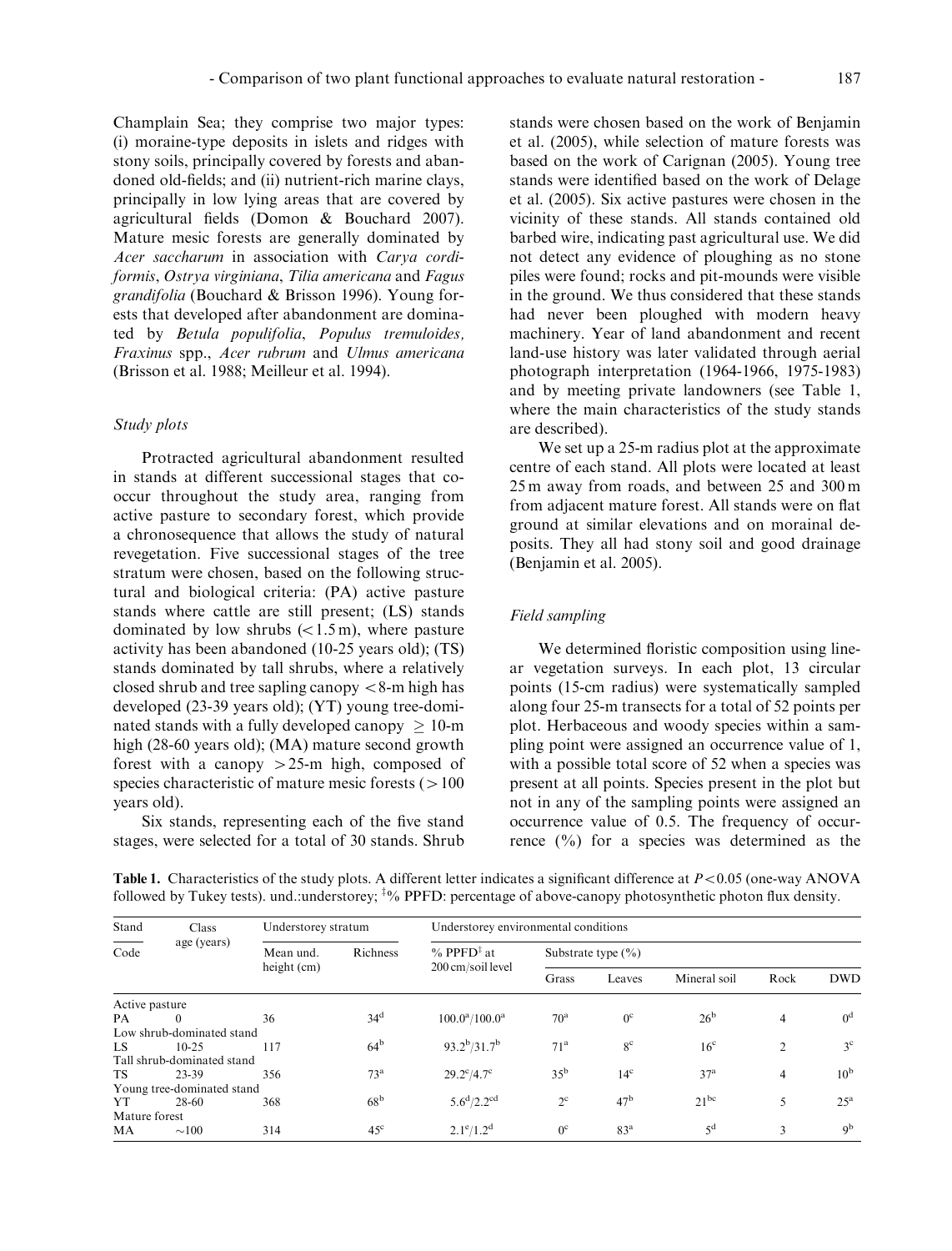Champlain Sea; they comprise two major types: (i) moraine-type deposits in islets and ridges with stony soils, principally covered by forests and abandoned old-fields; and (ii) nutrient-rich marine clays, principally in low lying areas that are covered by agricultural fields (Domon & Bouchard 2007). Mature mesic forests are generally dominated by *Acer saccharum* in association with *Carya cordiformis*, *Ostrya virginiana*, *Tilia americana* and *Fagus grandifolia* (Bouchard & Brisson 1996). Young forests that developed after abandonment are dominated by *Betula populifolia*, *Populus tremuloides*, *Fraxinus* spp., *Acer rubrum* and *Ulmus americana* (Brisson et al. 1988; Meilleur et al. 1994).

### *Study plots*

Protracted agricultural abandonment resulted in stands at different successional stages that co-occur throughout the study area, ranging from active pasture to secondary forest, which provide a chronosequence that allows the study of natural revegetation. Five successional stages of the tree stratum were chosen, based on the following structural and biological criteria: (PA) active pasture stands where cattle are still present; (LS) stands dominated by low shrubs ($<1.5$ m), where pasture activity has been abandoned (10-25 years old); (TS) stands dominated by tall shrubs, where a relatively closed shrub and tree sapling canopy $<8$-m high has developed (23-39 years old); (YT) young tree-dominated stands with a fully developed canopy $\geq 10$-m high (28-60 years old); (MA) mature second growth forest with a canopy $>25$-m high, composed of species characteristic of mature mesic forests ($>100$ years old).

Six stands, representing each of the five stand stages, were selected for a total of 30 stands. Shrub stands were chosen based on the work of Benjamin et al. (2005), while selection of mature forests was based on the work of Carignan (2005). Young tree stands were identified based on the work of Delage et al. (2005). Six active pastures were chosen in the vicinity of these stands. All stands contained old barbed wire, indicating past agricultural use. We did not detect any evidence of ploughing as no stone piles were found; rocks and pit-mounds were visible in the ground. We thus considered that these stands had never been ploughed with modern heavy machinery. Year of land abandonment and recent land-use history was later validated through aerial photograph interpretation (1964-1966, 1975-1983) and by meeting private landowners (see Table 1, where the main characteristics of the study stands are described).

We set up a 25-m radius plot at the approximate centre of each stand. All plots were located at least 25 m away from roads, and between 25 and 300 m from adjacent mature forest. All stands were on flat ground at similar elevations and on morainal deposits. They all had stony soil and good drainage (Benjamin et al. 2005).

### *Field sampling*

We determined floristic composition using linear vegetation surveys. In each plot, 13 circular points (15-cm radius) were systematically sampled along four 25-m transects for a total of 52 points per plot. Herbaceous and woody species within a sampling point were assigned an occurrence value of 1, with a possible total score of 52 when a species was present at all points. Species present in the plot but not in any of the sampling points were assigned an occurrence value of 0.5. The frequency of occurrence (%) for a species was determined as the

**Table 1.** Characteristics of the study plots. A different letter indicates a significant difference at $P<0.05$ (one-way ANOVA followed by Tukey tests). und.:understorey; [‡]% PPFD: percentage of above-canopy photosynthetic photon flux density.

| Stand Code | Class age (years) | Understorey stratum | | Understorey environmental conditions | | | | | |
|---|---|---|---|---|---|---|---|---|---|
| | | Mean und. height (cm) | Richness | % PPFD[‡] at 200 cm/soil level | Substrate type (%) | | | | |
| | | | | | Grass | Leaves | Mineral soil | Rock | DWD |
| Active pasture | | | | | | | | | |
| PA | 0 | 36 | $34^{d}$ | $100.0^{a}/100.0^{a}$ | $70^{a}$ | $0^{c}$ | $26^{b}$ | 4 | $0^{d}$ |
| Low shrub-dominated stand | | | | | | | | | |
| LS | 10-25 | 117 | $64^{b}$ | $93.2^{b}/31.7^{b}$ | $71^{a}$ | $8^{c}$ | $16^{c}$ | 2 | $3^{c}$ |
| Tall shrub-dominated stand | | | | | | | | | |
| TS | 23-39 | 356 | $73^{a}$ | $29.2^{c}/4.7^{c}$ | $35^{b}$ | $14^{c}$ | $37^{a}$ | 4 | $10^{b}$ |
| Young tree-dominated stand | | | | | | | | | |
| YT | 28-60 | 368 | $68^{b}$ | $5.6^{d}/2.2^{cd}$ | $2^{c}$ | $47^{b}$ | $21^{bc}$ | 5 | $25^{a}$ |
| Mature forest | | | | | | | | | |
| MA | ~100 | 314 | $45^{c}$ | $2.1^{e}/1.2^{d}$ | $0^{c}$ | $83^{a}$ | $5^{d}$ | 3 | $9^{b}$ |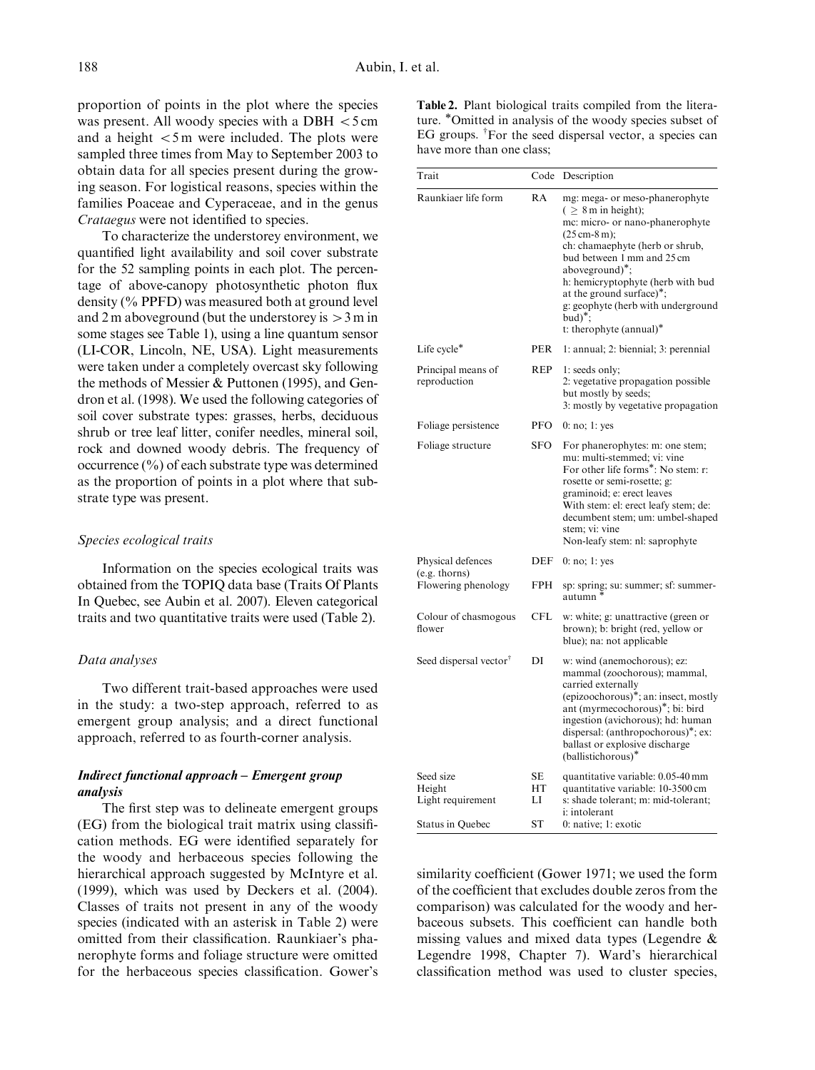proportion of points in the plot where the species was present. All woody species with a DBH < 5 cm and a height < 5 m were included. The plots were sampled three times from May to September 2003 to obtain data for all species present during the growing season. For logistical reasons, species within the families Poaceae and Cyperaceae, and in the genus *Crataegus* were not identified to species.

To characterize the understorey environment, we quantified light availability and soil cover substrate for the 52 sampling points in each plot. The percentage of above-canopy photosynthetic photon flux density (% PPFD) was measured both at ground level and 2 m aboveground (but the understorey is > 3 m in some stages see Table 1), using a line quantum sensor (LI-COR, Lincoln, NE, USA). Light measurements were taken under a completely overcast sky following the methods of Messier & Puttonen (1995), and Gendron et al. (1998). We used the following categories of soil cover substrate types: grasses, herbs, deciduous shrub or tree leaf litter, conifer needles, mineral soil, rock and downed woody debris. The frequency of occurrence (%) of each substrate type was determined as the proportion of points in a plot where that substrate type was present.

#### *Species ecological traits*

Information on the species ecological traits was obtained from the TOPIQ data base (Traits Of Plants In Quebec, see Aubin et al. 2007). Eleven categorical traits and two quantitative traits were used (Table 2).

#### *Data analyses*

Two different trait-based approaches were used in the study: a two-step approach, referred to as emergent group analysis; and a direct functional approach, referred to as fourth-corner analysis.

### ***Indirect functional approach – Emergent group analysis***

The first step was to delineate emergent groups (EG) from the biological trait matrix using classification methods. EG were identified separately for the woody and herbaceous species following the hierarchical approach suggested by McIntyre et al. (1999), which was used by Deckers et al. (2004). Classes of traits not present in any of the woody species (indicated with an asterisk in Table 2) were omitted from their classification. Raunkiaer's phanerophyte forms and foliage structure were omitted for the herbaceous species classification. Gower's similarity coefficient (Gower 1971; we used the form of the coefficient that excludes double zeros from the comparison) was calculated for the woody and herbaceous subsets. This coefficient can handle both missing values and mixed data types (Legendre & Legendre 1998, Chapter 7). Ward's hierarchical classification method was used to cluster species,

**Table 2.** Plant biological traits compiled from the literature. *Omitted in analysis of the woody species subset of EG groups. †For the seed dispersal vector, a species can have more than one class;

| Trait | Code | Description |
|---|---|---|
| Raunkiaer life form | RA | mg: mega- or meso-phanerophyte (≥ 8 m in height); mc: micro- or nano-phanerophyte (25 cm-8 m); ch: chamaephyte (herb or shrub, bud between 1 mm and 25 cm aboveground)*; h: hemicryptophyte (herb with bud at the ground surface)*; g: geophyte (herb with underground bud)*; t: therophyte (annual)* |
| Life cycle* | PER | 1: annual; 2: biennial; 3: perennial |
| Principal means of reproduction | REP | 1: seeds only; 2: vegetative propagation possible but mostly by seeds; 3: mostly by vegetative propagation |
| Foliage persistence | PFO | 0: no; 1: yes |
| Foliage structure | SFO | For phanerophytes: m: one stem; mu: multi-stemmed; vi: vine For other life forms*: No stem: r: rosette or semi-rosette; g: graminoid; e: erect leaves With stem: el: erect leafy stem; de: decumbent stem; um: umbel-shaped stem; vi: vine Non-leafy stem: nl: saprophyte |
| Physical defences (e.g. thorns) | DEF | 0: no; 1: yes |
| Flowering phenology | FPH | sp: spring; su: summer; sf: summer-autumn * |
| Colour of chasmogous flower | CFL | w: white; g: unattractive (green or brown); b: bright (red, yellow or blue); na: not applicable |
| Seed dispersal vector† | DI | w: wind (anemochorous); ez: mammal (zoochorous); mammal, carried externally (epizoochorous)*; an: insect, mostly ant (myrmecochorous)*; bi: bird ingestion (avichorous); hd: human dispersal: (anthropochorous)*; ex: ballast or explosive discharge (ballistichorous)* |
| Seed size | SE | quantitative variable: 0.05-40 mm |
| Height | HT | quantitative variable: 10-3500 cm |
| Light requirement | LI | s: shade tolerant; m: mid-tolerant; i: intolerant |
| Status in Quebec | ST | 0: native; 1: exotic |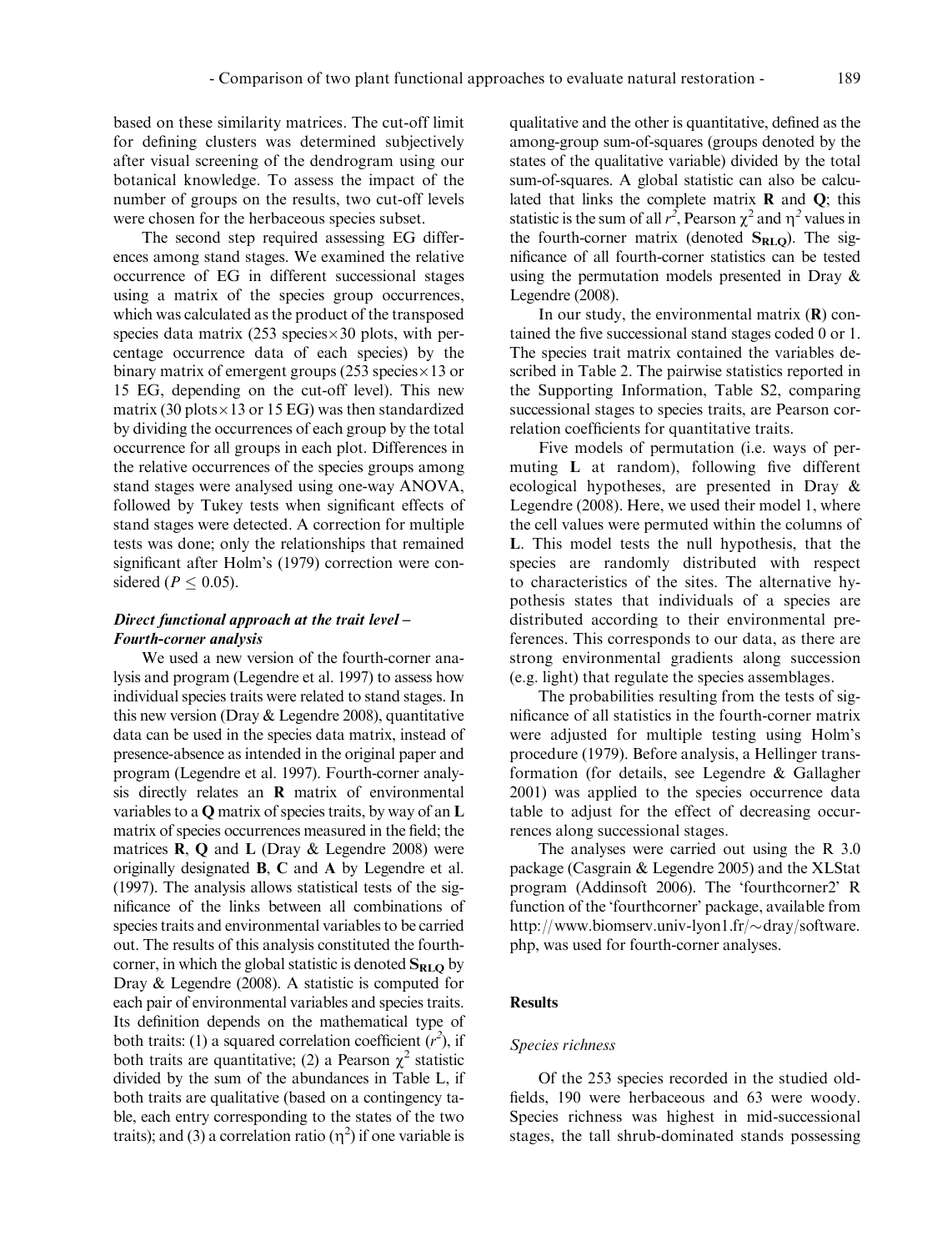based on these similarity matrices. The cut-off limit for defining clusters was determined subjectively after visual screening of the dendrogram using our botanical knowledge. To assess the impact of the number of groups on the results, two cut-off levels were chosen for the herbaceous species subset.

The second step required assessing EG differences among stand stages. We examined the relative occurrence of EG in different successional stages using a matrix of the species group occurrences, which was calculated as the product of the transposed species data matrix (253 species×30 plots, with percentage occurrence data of each species) by the binary matrix of emergent groups (253 species×13 or 15 EG, depending on the cut-off level). This new matrix (30 plots×13 or 15 EG) was then standardized by dividing the occurrences of each group by the total occurrence for all groups in each plot. Differences in the relative occurrences of the species groups among stand stages were analysed using one-way ANOVA, followed by Tukey tests when significant effects of stand stages were detected. A correction for multiple tests was done; only the relationships that remained significant after Holm's (1979) correction were considered ($P \leq 0.05$).

### *Direct functional approach at the trait level – Fourth-corner analysis*

We used a new version of the fourth-corner analysis and program (Legendre et al. 1997) to assess how individual species traits were related to stand stages. In this new version (Dray & Legendre 2008), quantitative data can be used in the species data matrix, instead of presence-absence as intended in the original paper and program (Legendre et al. 1997). Fourth-corner analysis directly relates an **R** matrix of environmental variables to a **Q** matrix of species traits, by way of an **L** matrix of species occurrences measured in the field; the matrices **R**, **Q** and **L** (Dray & Legendre 2008) were originally designated **B**, **C** and **A** by Legendre et al. (1997). The analysis allows statistical tests of the significance of the links between all combinations of species traits and environmental variables to be carried out. The results of this analysis constituted the fourth-corner, in which the global statistic is denoted $\mathbf{S_{RLQ}}$ by Dray & Legendre (2008). A statistic is computed for each pair of environmental variables and species traits. Its definition depends on the mathematical type of both traits: (1) a squared correlation coefficient ($r^2$), if both traits are quantitative; (2) a Pearson $\chi^2$ statistic divided by the sum of the abundances in Table L, if both traits are qualitative (based on a contingency table, each entry corresponding to the states of the two traits); and (3) a correlation ratio ($\eta^2$) if one variable is qualitative and the other is quantitative, defined as the among-group sum-of-squares (groups denoted by the states of the qualitative variable) divided by the total sum-of-squares. A global statistic can also be calculated that links the complete matrix **R** and **Q**; this statistic is the sum of all $r^2$, Pearson $\chi^2$ and $\eta^2$ values in the fourth-corner matrix (denoted $\mathbf{S_{RLQ}}$). The significance of all fourth-corner statistics can be tested using the permutation models presented in Dray & Legendre (2008).

In our study, the environmental matrix (**R**) contained the five successional stand stages coded 0 or 1. The species trait matrix contained the variables described in Table 2. The pairwise statistics reported in the Supporting Information, Table S2, comparing successional stages to species traits, are Pearson correlation coefficients for quantitative traits.

Five models of permutation (i.e. ways of permuting **L** at random), following five different ecological hypotheses, are presented in Dray & Legendre (2008). Here, we used their model 1, where the cell values were permuted within the columns of **L**. This model tests the null hypothesis, that the species are randomly distributed with respect to characteristics of the sites. The alternative hypothesis states that individuals of a species are distributed according to their environmental preferences. This corresponds to our data, as there are strong environmental gradients along succession (e.g. light) that regulate the species assemblages.

The probabilities resulting from the tests of significance of all statistics in the fourth-corner matrix were adjusted for multiple testing using Holm's procedure (1979). Before analysis, a Hellinger transformation (for details, see Legendre & Gallagher 2001) was applied to the species occurrence data table to adjust for the effect of decreasing occurrences along successional stages.

The analyses were carried out using the R 3.0 package (Casgrain & Legendre 2005) and the XLStat program (Addinsoft 2006). The 'fourthcorner2' R function of the 'fourthcorner' package, available from http://www.biomserv.univ-lyon1.fr/~dray/software.php, was used for fourth-corner analyses.

## Results

### *Species richness*

Of the 253 species recorded in the studied old-fields, 190 were herbaceous and 63 were woody. Species richness was highest in mid-successional stages, the tall shrub-dominated stands possessing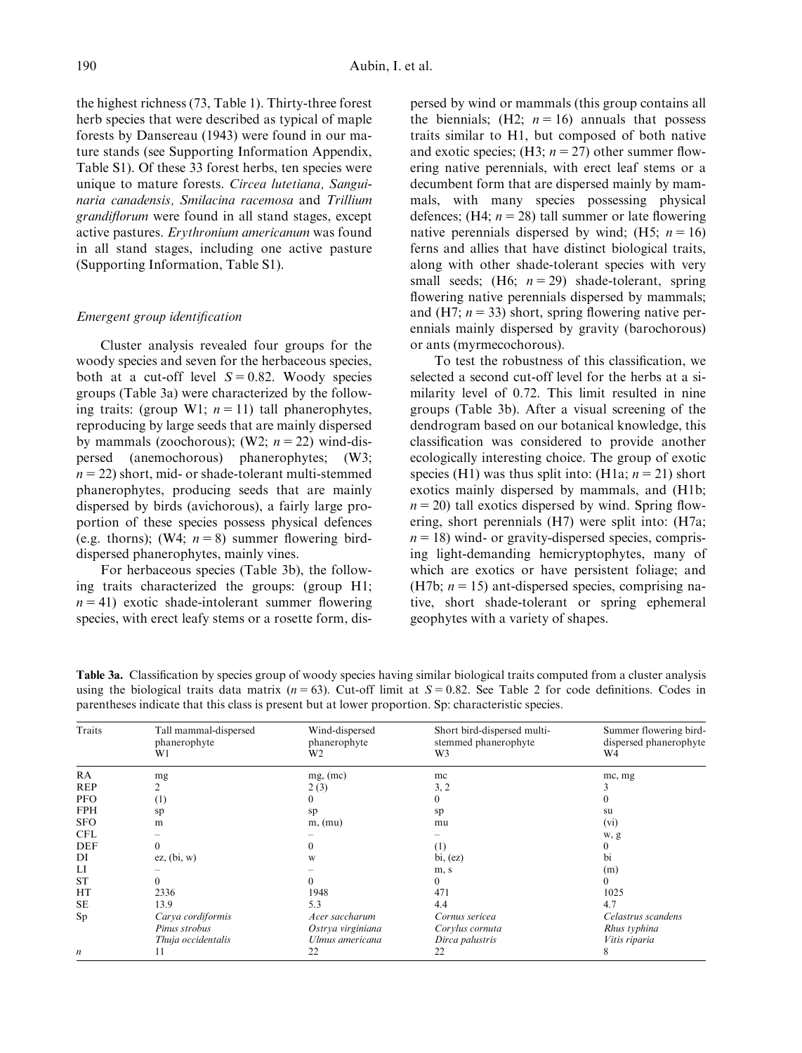the highest richness (73, Table 1). Thirty-three forest herb species that were described as typical of maple forests by Dansereau (1943) were found in our mature stands (see Supporting Information Appendix, Table S1). Of these 33 forest herbs, ten species were unique to mature forests. *Circea lutetiana, Sanguinaria canadensis, Smilacina racemosa* and *Trillium grandiflorum* were found in all stand stages, except active pastures. *Erythronium americanum* was found in all stand stages, including one active pasture (Supporting Information, Table S1).

### *Emergent group identification*

Cluster analysis revealed four groups for the woody species and seven for the herbaceous species, both at a cut-off level $S = 0.82$. Woody species groups (Table 3a) were characterized by the following traits: (group W1; $n = 11$) tall phanerophytes, reproducing by large seeds that are mainly dispersed by mammals (zoochorous); (W2; $n = 22$) wind-dispersed (anemochorous) phanerophytes; (W3; $n = 22$) short, mid- or shade-tolerant multi-stemmed phanerophytes, producing seeds that are mainly dispersed by birds (avichorous), a fairly large proportion of these species possess physical defences (e.g. thorns); (W4; $n = 8$) summer flowering bird-dispersed phanerophytes, mainly vines.

For herbaceous species (Table 3b), the following traits characterized the groups: (group H1; $n = 41$) exotic shade-intolerant summer flowering species, with erect leafy stems or a rosette form, dispersed by wind or mammals (this group contains all the biennials; (H2; $n = 16$) annuals that possess traits similar to H1, but composed of both native and exotic species; (H3; $n = 27$) other summer flowering native perennials, with erect leaf stems or a decumbent form that are dispersed mainly by mammals, with many species possessing physical defences; (H4; $n = 28$) tall summer or late flowering native perennials dispersed by wind; (H5; $n = 16$) ferns and allies that have distinct biological traits, along with other shade-tolerant species with very small seeds; (H6; $n = 29$) shade-tolerant, spring flowering native perennials dispersed by mammals; and (H7; $n = 33$) short, spring flowering native perennials mainly dispersed by gravity (barochorous) or ants (myrmecochorous).

To test the robustness of this classification, we selected a second cut-off level for the herbs at a similarity level of 0.72. This limit resulted in nine groups (Table 3b). After a visual screening of the dendrogram based on our botanical knowledge, this classification was considered to provide another ecologically interesting choice. The group of exotic species (H1) was thus split into: (H1a; $n = 21$) short exotics mainly dispersed by mammals, and (H1b; $n = 20$) tall exotics dispersed by wind. Spring flowering, short perennials (H7) were split into: (H7a; $n = 18$) wind- or gravity-dispersed species, comprising light-demanding hemicryptophytes, many of which are exotics or have persistent foliage; and (H7b; $n = 15$) ant-dispersed species, comprising native, short shade-tolerant or spring ephemeral geophytes with a variety of shapes.

**Table 3a.** Classification by species group of woody species having similar biological traits computed from a cluster analysis using the biological traits data matrix ($n = 63$). Cut-off limit at $S = 0.82$. See Table 2 for code definitions. Codes in parentheses indicate that this class is present but at lower proportion. Sp: characteristic species.

| Traits | Tall mammal-dispersed phanerophyte W1 | Wind-dispersed phanerophyte W2 | Short bird-dispersed multi-stemmed phanerophyte W3 | Summer flowering bird-dispersed phanerophyte W4 |
|---|---|---|---|---|
| RA | mg | mg, (mc) | mc | mc, mg |
| REP | 2 | 2 (3) | 3, 2 | 3 |
| PFO | (1) | 0 | 0 | 0 |
| FPH | sp | sp | sp | su |
| SFO | m | m, (mu) | mu | (vi) |
| CFL | – | – | – | w, g |
| DEF | 0 | 0 | (1) | 0 |
| DI | ez, (bi, w) | w | bi, (ez) | bi |
| LI | – | – | m, s | (m) |
| ST | 0 | 0 | 0 | 0 |
| HT | 2336 | 1948 | 471 | 1025 |
| SE | 13.9 | 5.3 | 4.4 | 4.7 |
| Sp | *Carya cordiformis* *Pinus strobus* *Thuja occidentalis* | *Acer saccharum* *Ostrya virginiana* *Ulmus americana* | *Cornus sericea* *Corylus cornuta* *Dirca palustris* | *Celastrus scandens* *Rhus typhina* *Vitis riparia* |
| $n$ | 11 | 22 | 22 | 8 |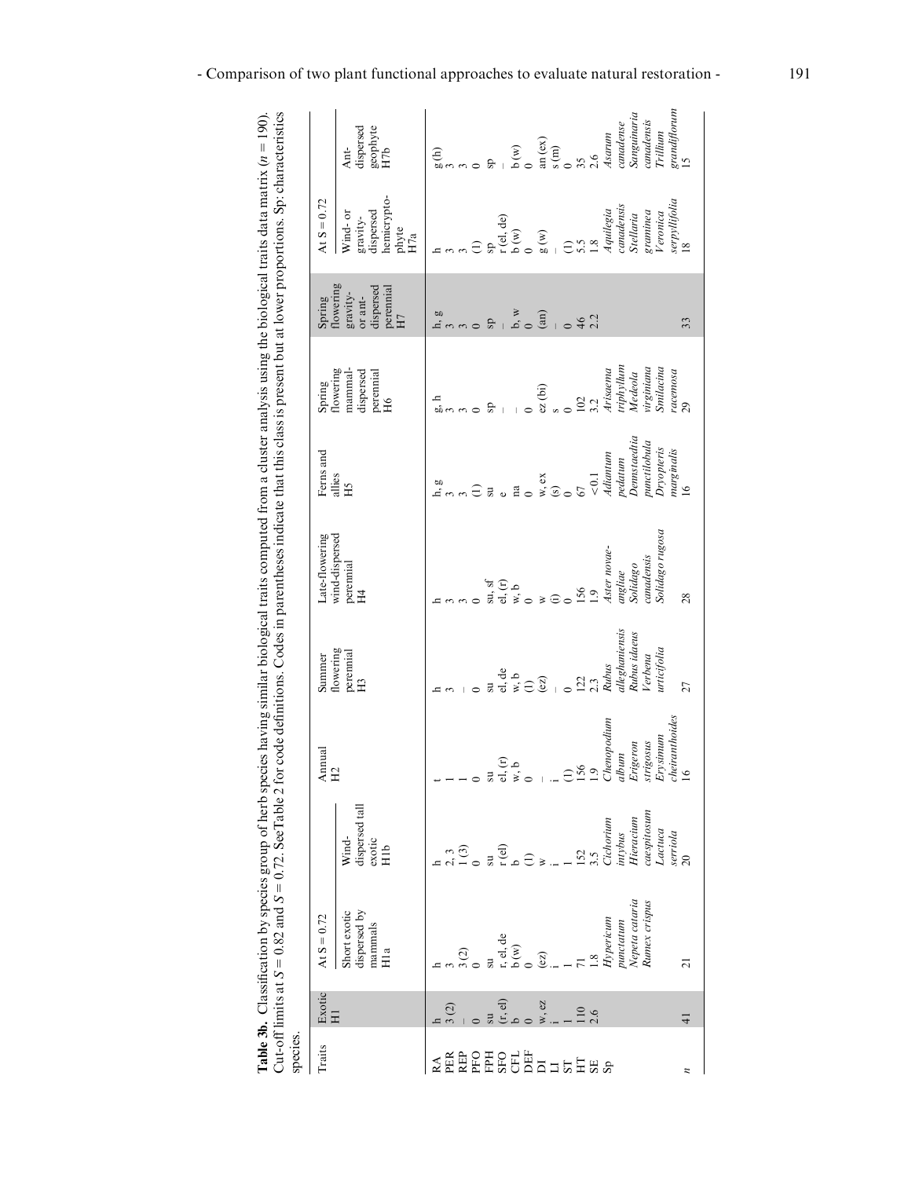**Table 3b.** Classification by species group of herb species having similar biological traits computed from a cluster analysis using the biological traits data matrix ($n = 190$). Cut-off limits at $S = 0.82$ and $S = 0.72$. See Table 2 for code definitions. Codes in parentheses indicate that this class is present but at lower proportions. Sp: characteristics species.

| Traits | Exotic H1 | At S = 0.72 | | Annual H2 | Summer flowering perennial H3 | Late-flowering wind-dispersed perennial H4 | Ferns and allies H5 | Spring flowering mammal-dispersed perennial H6 | Spring flowering gravity- or ant-dispersed perennial H7 | At S = 0.72 | |
|---|---|---|---|---|---|---|---|---|---|---|---|
| | | Short exotic dispersed by mammals H1a | Wind-dispersed tall exotic H1b | | | | | | | Wind- or gravity-dispersed hemicrypto-phyte H7a | Ant-dispersed geophyte H7b |
| RA | h | h | h | t | h | h | h, g | g, h | h, g | h | g (h) |
| PER | 3 (2) | 3 | 2, 3 | 1 | 3 | 3 | 3 | 3 | 3 | 3 | 3 |
| REP | – | 3 (2) | 1 (3) | 1 | – | 3 | 3 | 3 | 3 | 3 | 3 |
| PFO | 0 | 0 | 0 | 0 | 0 | 0 | (1) | 0 | 0 | (1) | 0 |
| FPH | su | su | su | su | su | su, sf | su | sp | sp | sp | sp |
| SFO | (r, el) | r, el, de | r (el) | el, (r) | el, de | el, (r) | e | – | – | r (el, de) | – |
| CFL | b | b (w) | b | w, b | w, b | w, b | na | – | b, w | b (w) | b (w) |
| DEF | 0 | 0 | (1) | 0 | (1) | 0 | 0 | 0 | 0 | 0 | 0 |
| DI | w, ez | (ez) | w | – | (ez) | w | w, ex | ez (bi) | (an) | g (w) | an (ex) |
| LI | i | i | i | i | – | (i) | (s) | s | – | – | s (m) |
| ST | 1 | 1 | 1 | (1) | 0 | 0 | 0 | 0 | 0 | (1) | 0 |
| HT | 110 | 71 | 152 | 156 | 122 | 156 | 67 | 102 | 46 | 5.5 | 35 |
| SE | 2.6 | 1.8 | 3.5 | 1.9 | 2.3 | 1.9 | <0.1 | 3.2 | 2.2 | 1.8 | 2.6 |
| Sp | | *Hypericum punctatum* *Nepeta cataria* *Rumex crispus* | *Cichorium intybus* *Hieracium caespitosum* *Lactuca serriola* | *Chenopodium album* *Erigeron strigosus* *Erysimum cheiranthoides* | *Rubus allegheniensis* *Rubus idaeus* *Verbena urticifolia* | *Aster novae-angliae* *Solidago canadensis* *Solidago rugosa* | *Adiantum pedatum* *Dennstaedtia punctilobula* *Dryopteris marginalis* | *Arisaema triphyllum* *Medeola virginiana* *Smilacina racemosa* | | *Aquilegia canadensis* *Stellaria graminea* *Veronica serpyllifolia* | *Asarum canadense* *Sanguinaria canadensis* *Trillium grandiflorum* |
| $n$ | 41 | 21 | 20 | 16 | 27 | 28 | 16 | 29 | 33 | 18 | 15 |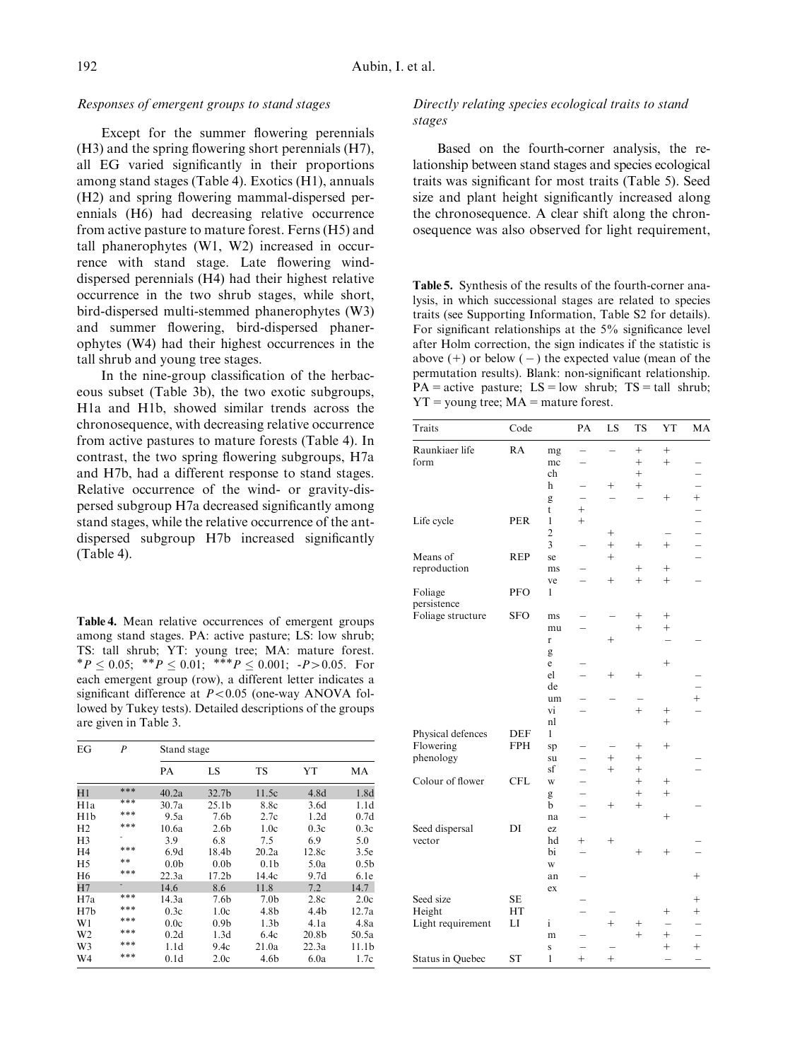### Responses of emergent groups to stand stages

Except for the summer flowering perennials (H3) and the spring flowering short perennials (H7), all EG varied significantly in their proportions among stand stages (Table 4). Exotics (H1), annuals (H2) and spring flowering mammal-dispersed perennials (H6) had decreasing relative occurrence from active pasture to mature forest. Ferns (H5) and tall phanerophytes (W1, W2) increased in occurrence with stand stage. Late flowering wind-dispersed perennials (H4) had their highest relative occurrence in the two shrub stages, while short, bird-dispersed multi-stemmed phanerophytes (W3) and summer flowering, bird-dispersed phanerophytes (W4) had their highest occurrences in the tall shrub and young tree stages.

In the nine-group classification of the herbaceous subset (Table 3b), the two exotic subgroups, H1a and H1b, showed similar trends across the chronosequence, with decreasing relative occurrence from active pastures to mature forests (Table 4). In contrast, the two spring flowering subgroups, H7a and H7b, had a different response to stand stages. Relative occurrence of the wind- or gravity-dispersed subgroup H7a decreased significantly among stand stages, while the relative occurrence of the ant-dispersed subgroup H7b increased significantly (Table 4).

**Table 4.** Mean relative occurrences of emergent groups among stand stages. PA: active pasture; LS: low shrub; TS: tall shrub; YT: young tree; MA: mature forest. $^{*}P \leq 0.05$; $^{**}P \leq 0.01$; $^{***}P \leq 0.001$; $-P > 0.05$. For each emergent group (row), a different letter indicates a significant difference at $P < 0.05$ (one-way ANOVA followed by Tukey tests). Detailed descriptions of the groups are given in Table 3.

| EG | P | Stand stage | | | | |
|---|---|---|---|---|---|---|
| | | PA | LS | TS | YT | MA |
| H1 | *** | 40.2a | 32.7b | 11.5c | 4.8d | 1.8d |
| H1a | *** | 30.7a | 25.1b | 8.8c | 3.6d | 1.1d |
| H1b | *** | 9.5a | 7.6b | 2.7c | 1.2d | 0.7d |
| H2 | *** | 10.6a | 2.6b | 1.0c | 0.3c | 0.3c |
| H3 | - | 3.9 | 6.8 | 7.5 | 6.9 | 5.0 |
| H4 | *** | 6.9d | 18.4b | 20.2a | 12.8c | 3.5e |
| H5 | ** | 0.0b | 0.0b | 0.1b | 5.0a | 0.5b |
| H6 | *** | 22.3a | 17.2b | 14.4c | 9.7d | 6.1e |
| H7 | - | 14.6 | 8.6 | 11.8 | 7.2 | 14.7 |
| H7a | *** | 14.3a | 7.6b | 7.0b | 2.8c | 2.0c |
| H7b | *** | 0.3c | 1.0c | 4.8b | 4.4b | 12.7a |
| W1 | *** | 0.0c | 0.9b | 1.3b | 4.1a | 4.8a |
| W2 | *** | 0.2d | 1.3d | 6.4c | 20.8b | 50.5a |
| W3 | *** | 1.1d | 9.4c | 21.0a | 22.3a | 11.1b |
| W4 | *** | 0.1d | 2.0c | 4.6b | 6.0a | 1.7c |

### Directly relating species ecological traits to stand stages

Based on the fourth-corner analysis, the relationship between stand stages and species ecological traits was significant for most traits (Table 5). Seed size and plant height significantly increased along the chronosequence. A clear shift along the chronosequence was also observed for light requirement,

**Table 5.** Synthesis of the results of the fourth-corner analysis, in which successional stages are related to species traits (see Supporting Information, Table S2 for details). For significant relationships at the 5% significance level after Holm correction, the sign indicates if the statistic is above (+) or below (−) the expected value (mean of the permutation results). Blank: non-significant relationship. PA = active pasture; LS = low shrub; TS = tall shrub; YT = young tree; MA = mature forest.

| Traits | Code | | PA | LS | TS | YT | MA |
|---|---|---|---|---|---|---|---|
| Raunkiaer life form | RA | mg | – | – | + | + | |
| | | mc | – | | + | + | – |
| | | ch | | | + | | – |
| | | h | – | + | + | | – |
| | | g | – | – | – | + | + |
| | | t | + | | | | – |
| Life cycle | PER | 1 | + | | | | – |
| | | 2 | | + | | – | – |
| | | 3 | – | + | + | + | – |
| Means of reproduction | REP | se | | + | | | – |
| | | ms | – | | + | + | |
| | | ve | – | + | + | + | – |
| Foliage persistence | PFO | 1 | | | | | |
| Foliage structure | SFO | ms | – | – | + | + | |
| | | mu | – | | + | + | |
| | | r | | + | | – | – |
| | | g | | | | | |
| | | e | – | | | + | |
| | | el | – | + | + | | – |
| | | de | | | | | – |
| | | um | – | – | – | | + |
| | | vi | – | | + | + | – |
| | | nl | | | | + | |
| Physical defences | DEF | 1 | | | | | |
| Flowering phenology | FPH | sp | – | – | + | + | |
| | | su | – | + | + | | – |
| | | sf | – | + | + | | – |
| Colour of flower | CFL | w | – | | + | + | |
| | | g | – | | + | + | |
| | | b | – | + | + | | – |
| | | na | – | | | + | |
| Seed dispersal vector | DI | ez | | | | | |
| | | hd | + | + | | | – |
| | | bi | – | | + | + | – |
| | | w | | | | | |
| | | an | – | | | | + |
| | | ex | | | | | |
| Seed size | SE | | – | | | | + |
| Height | HT | | – | – | | + | + |
| Light requirement | LI | i | | + | + | – | – |
| | | m | – | | + | + | – |
| | | s | – | – | | + | + |
| Status in Quebec | ST | 1 | + | + | | – | – |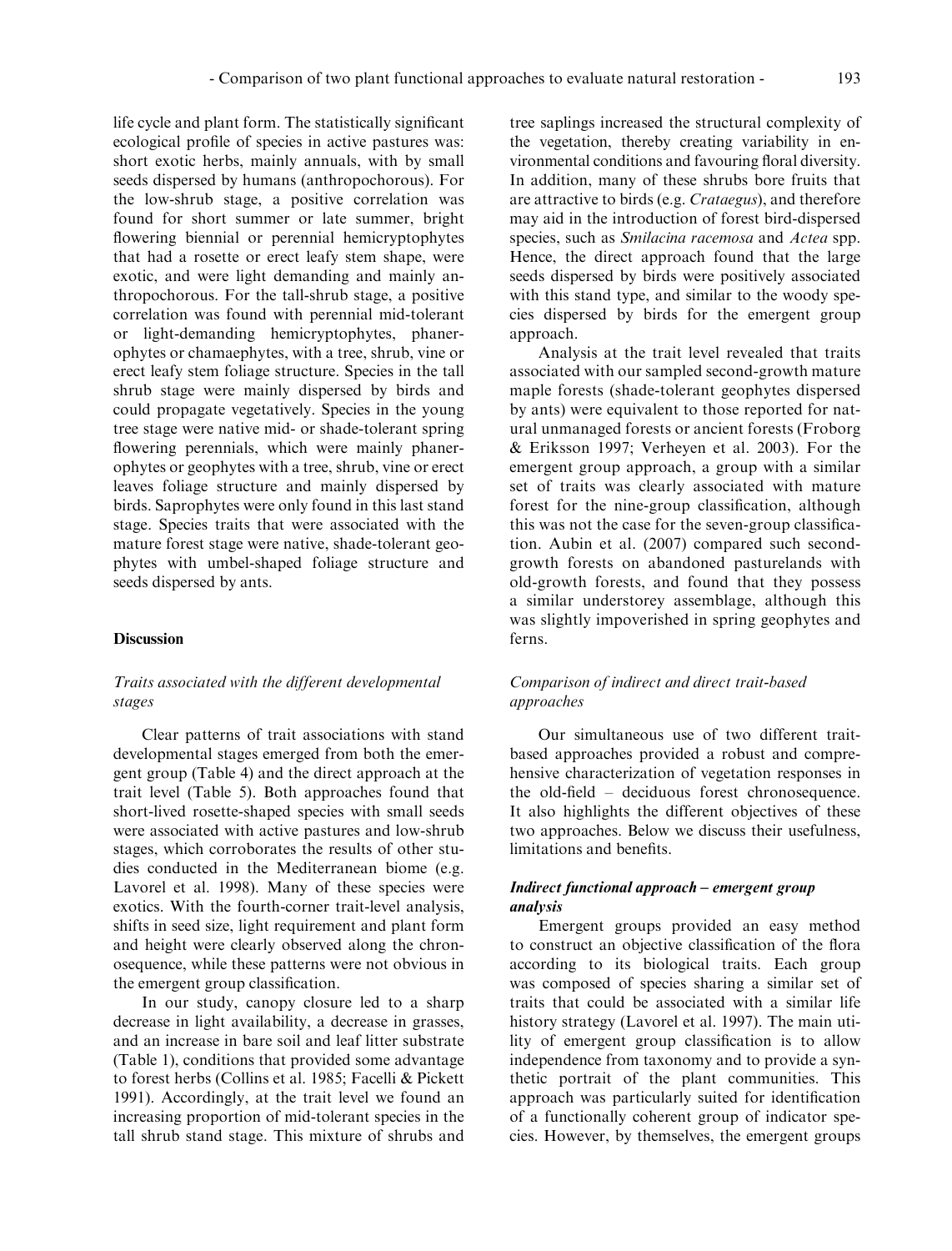life cycle and plant form. The statistically significant ecological profile of species in active pastures was: short exotic herbs, mainly annuals, with by small seeds dispersed by humans (anthropochorous). For the low-shrub stage, a positive correlation was found for short summer or late summer, bright flowering biennial or perennial hemicryptophytes that had a rosette or erect leafy stem shape, were exotic, and were light demanding and mainly anthropochorous. For the tall-shrub stage, a positive correlation was found with perennial mid-tolerant or light-demanding hemicryptophytes, phanerophytes or chamaephytes, with a tree, shrub, vine or erect leafy stem foliage structure. Species in the tall shrub stage were mainly dispersed by birds and could propagate vegetatively. Species in the young tree stage were native mid- or shade-tolerant spring flowering perennials, which were mainly phanerophytes or geophytes with a tree, shrub, vine or erect leaves foliage structure and mainly dispersed by birds. Saprophytes were only found in this last stand stage. Species traits that were associated with the mature forest stage were native, shade-tolerant geophytes with umbel-shaped foliage structure and seeds dispersed by ants.

## Discussion

### *Traits associated with the different developmental stages*

Clear patterns of trait associations with stand developmental stages emerged from both the emergent group (Table 4) and the direct approach at the trait level (Table 5). Both approaches found that short-lived rosette-shaped species with small seeds were associated with active pastures and low-shrub stages, which corroborates the results of other studies conducted in the Mediterranean biome (e.g. Lavorel et al. 1998). Many of these species were exotics. With the fourth-corner trait-level analysis, shifts in seed size, light requirement and plant form and height were clearly observed along the chronosequence, while these patterns were not obvious in the emergent group classification.

In our study, canopy closure led to a sharp decrease in light availability, a decrease in grasses, and an increase in bare soil and leaf litter substrate (Table 1), conditions that provided some advantage to forest herbs (Collins et al. 1985; Facelli & Pickett 1991). Accordingly, at the trait level we found an increasing proportion of mid-tolerant species in the tall shrub stand stage. This mixture of shrubs and tree saplings increased the structural complexity of the vegetation, thereby creating variability in environmental conditions and favouring floral diversity. In addition, many of these shrubs bore fruits that are attractive to birds (e.g. *Crataegus*), and therefore may aid in the introduction of forest bird-dispersed species, such as *Smilacina racemosa* and *Actea* spp. Hence, the direct approach found that the large seeds dispersed by birds were positively associated with this stand type, and similar to the woody species dispersed by birds for the emergent group approach.

Analysis at the trait level revealed that traits associated with our sampled second-growth mature maple forests (shade-tolerant geophytes dispersed by ants) were equivalent to those reported for natural unmanaged forests or ancient forests (Froborg & Eriksson 1997; Verheyen et al. 2003). For the emergent group approach, a group with a similar set of traits was clearly associated with mature forest for the nine-group classification, although this was not the case for the seven-group classification. Aubin et al. (2007) compared such second-growth forests on abandoned pasturelands with old-growth forests, and found that they possess a similar understorey assemblage, although this was slightly impoverished in spring geophytes and ferns.

### *Comparison of indirect and direct trait-based approaches*

Our simultaneous use of two different trait-based approaches provided a robust and comprehensive characterization of vegetation responses in the old-field – deciduous forest chronosequence. It also highlights the different objectives of these two approaches. Below we discuss their usefulness, limitations and benefits.

#### ***Indirect functional approach – emergent group analysis***

Emergent groups provided an easy method to construct an objective classification of the flora according to its biological traits. Each group was composed of species sharing a similar set of traits that could be associated with a similar life history strategy (Lavorel et al. 1997). The main utility of emergent group classification is to allow independence from taxonomy and to provide a synthetic portrait of the plant communities. This approach was particularly suited for identification of a functionally coherent group of indicator species. However, by themselves, the emergent groups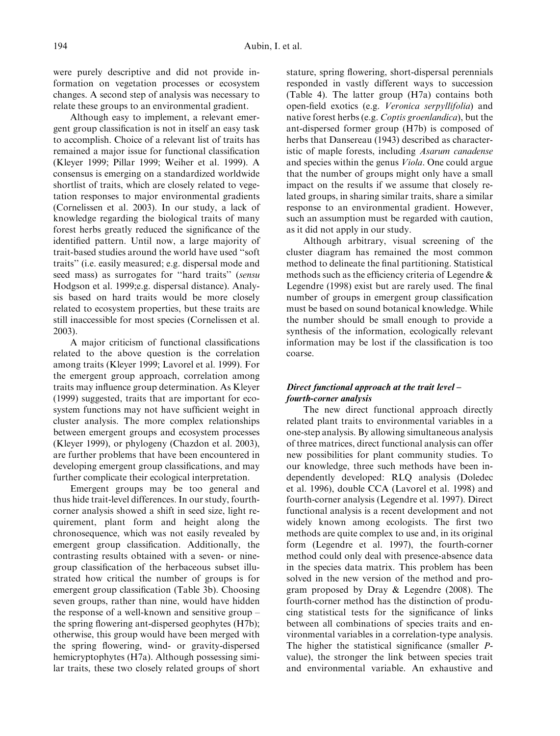were purely descriptive and did not provide information on vegetation processes or ecosystem changes. A second step of analysis was necessary to relate these groups to an environmental gradient.

Although easy to implement, a relevant emergent group classification is not in itself an easy task to accomplish. Choice of a relevant list of traits has remained a major issue for functional classification (Kleyer 1999; Pillar 1999; Weiher et al. 1999). A consensus is emerging on a standardized worldwide shortlist of traits, which are closely related to vegetation responses to major environmental gradients (Cornelissen et al. 2003). In our study, a lack of knowledge regarding the biological traits of many forest herbs greatly reduced the significance of the identified pattern. Until now, a large majority of trait-based studies around the world have used ''soft traits'' (i.e. easily measured; e.g. dispersal mode and seed mass) as surrogates for ''hard traits'' (*sensu* Hodgson et al. 1999;e.g. dispersal distance). Analysis based on hard traits would be more closely related to ecosystem properties, but these traits are still inaccessible for most species (Cornelissen et al. 2003).

A major criticism of functional classifications related to the above question is the correlation among traits (Kleyer 1999; Lavorel et al. 1999). For the emergent group approach, correlation among traits may influence group determination. As Kleyer (1999) suggested, traits that are important for ecosystem functions may not have sufficient weight in cluster analysis. The more complex relationships between emergent groups and ecosystem processes (Kleyer 1999), or phylogeny (Chazdon et al. 2003), are further problems that have been encountered in developing emergent group classifications, and may further complicate their ecological interpretation.

Emergent groups may be too general and thus hide trait-level differences. In our study, fourth-corner analysis showed a shift in seed size, light requirement, plant form and height along the chronosequence, which was not easily revealed by emergent group classification. Additionally, the contrasting results obtained with a seven- or nine-group classification of the herbaceous subset illustrated how critical the number of groups is for emergent group classification (Table 3b). Choosing seven groups, rather than nine, would have hidden the response of a well-known and sensitive group – the spring flowering ant-dispersed geophytes (H7b); otherwise, this group would have been merged with the spring flowering, wind- or gravity-dispersed hemicryptophytes (H7a). Although possessing similar traits, these two closely related groups of short stature, spring flowering, short-dispersal perennials responded in vastly different ways to succession (Table 4). The latter group (H7a) contains both open-field exotics (e.g. *Veronica serpyllifolia*) and native forest herbs (e.g. *Coptis groenlandica*), but the ant-dispersed former group (H7b) is composed of herbs that Dansereau (1943) described as characteristic of maple forests, including *Asarum canadense* and species within the genus *Viola*. One could argue that the number of groups might only have a small impact on the results if we assume that closely related groups, in sharing similar traits, share a similar response to an environmental gradient. However, such an assumption must be regarded with caution, as it did not apply in our study.

Although arbitrary, visual screening of the cluster diagram has remained the most common method to delineate the final partitioning. Statistical methods such as the efficiency criteria of Legendre & Legendre (1998) exist but are rarely used. The final number of groups in emergent group classification must be based on sound botanical knowledge. While the number should be small enough to provide a synthesis of the information, ecologically relevant information may be lost if the classification is too coarse.

### *Direct functional approach at the trait level – fourth-corner analysis*

The new direct functional approach directly related plant traits to environmental variables in a one-step analysis. By allowing simultaneous analysis of three matrices, direct functional analysis can offer new possibilities for plant community studies. To our knowledge, three such methods have been independently developed: RLQ analysis (Doledec et al. 1996), double CCA (Lavorel et al. 1998) and fourth-corner analysis (Legendre et al. 1997). Direct functional analysis is a recent development and not widely known among ecologists. The first two methods are quite complex to use and, in its original form (Legendre et al. 1997), the fourth-corner method could only deal with presence-absence data in the species data matrix. This problem has been solved in the new version of the method and program proposed by Dray & Legendre (2008). The fourth-corner method has the distinction of producing statistical tests for the significance of links between all combinations of species traits and environmental variables in a correlation-type analysis. The higher the statistical significance (smaller $P$-value), the stronger the link between species trait and environmental variable. An exhaustive and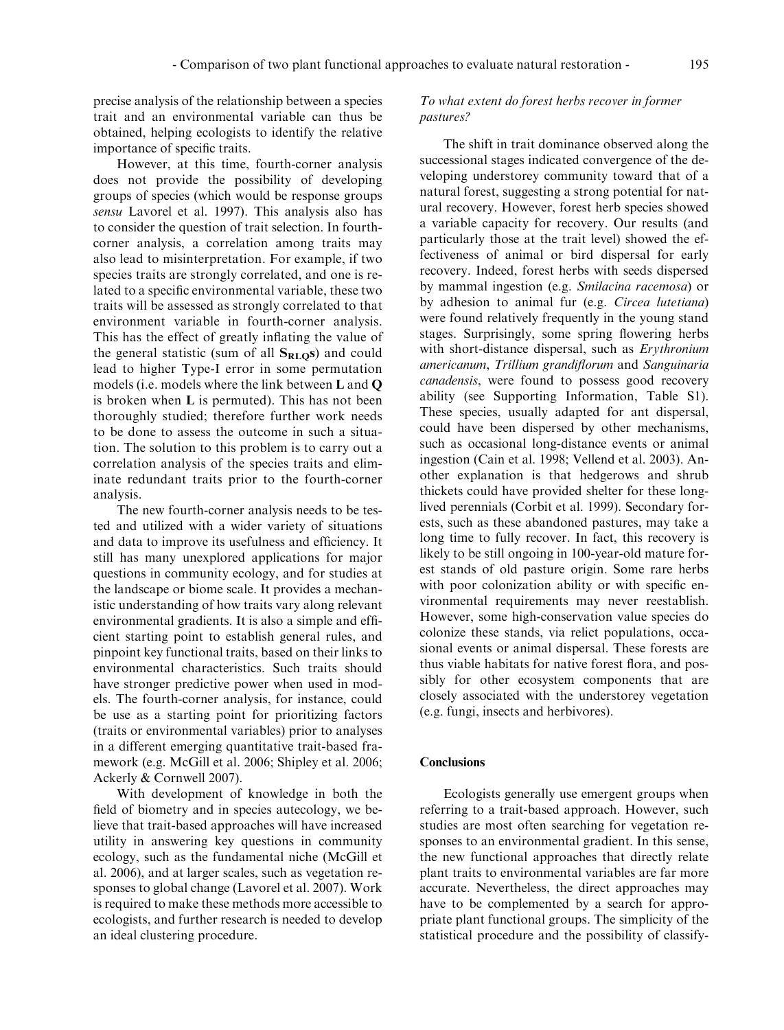precise analysis of the relationship between a species trait and an environmental variable can thus be obtained, helping ecologists to identify the relative importance of specific traits.

However, at this time, fourth-corner analysis does not provide the possibility of developing groups of species (which would be response groups *sensu* Lavorel et al. 1997). This analysis also has to consider the question of trait selection. In fourth-corner analysis, a correlation among traits may also lead to misinterpretation. For example, if two species traits are strongly correlated, and one is related to a specific environmental variable, these two traits will be assessed as strongly correlated to that environment variable in fourth-corner analysis. This has the effect of greatly inflating the value of the general statistic (sum of all $\mathbf{S_{RLQ}}$s) and could lead to higher Type-I error in some permutation models (i.e. models where the link between **L** and **Q** is broken when **L** is permuted). This has not been thoroughly studied; therefore further work needs to be done to assess the outcome in such a situation. The solution to this problem is to carry out a correlation analysis of the species traits and eliminate redundant traits prior to the fourth-corner analysis.

The new fourth-corner analysis needs to be tested and utilized with a wider variety of situations and data to improve its usefulness and efficiency. It still has many unexplored applications for major questions in community ecology, and for studies at the landscape or biome scale. It provides a mechanistic understanding of how traits vary along relevant environmental gradients. It is also a simple and efficient starting point to establish general rules, and pinpoint key functional traits, based on their links to environmental characteristics. Such traits should have stronger predictive power when used in models. The fourth-corner analysis, for instance, could be use as a starting point for prioritizing factors (traits or environmental variables) prior to analyses in a different emerging quantitative trait-based framework (e.g. McGill et al. 2006; Shipley et al. 2006; Ackerly & Cornwell 2007).

With development of knowledge in both the field of biometry and in species autecology, we believe that trait-based approaches will have increased utility in answering key questions in community ecology, such as the fundamental niche (McGill et al. 2006), and at larger scales, such as vegetation responses to global change (Lavorel et al. 2007). Work is required to make these methods more accessible to ecologists, and further research is needed to develop an ideal clustering procedure.

*To what extent do forest herbs recover in former pastures?*

The shift in trait dominance observed along the successional stages indicated convergence of the developing understorey community toward that of a natural forest, suggesting a strong potential for natural recovery. However, forest herb species showed a variable capacity for recovery. Our results (and particularly those at the trait level) showed the effectiveness of animal or bird dispersal for early recovery. Indeed, forest herbs with seeds dispersed by mammal ingestion (e.g. *Smilacina racemosa*) or by adhesion to animal fur (e.g. *Circea lutetiana*) were found relatively frequently in the young stand stages. Surprisingly, some spring flowering herbs with short-distance dispersal, such as *Erythronium americanum*, *Trillium grandiflorum* and *Sanguinaria canadensis*, were found to possess good recovery ability (see Supporting Information, Table S1). These species, usually adapted for ant dispersal, could have been dispersed by other mechanisms, such as occasional long-distance events or animal ingestion (Cain et al. 1998; Vellend et al. 2003). Another explanation is that hedgerows and shrub thickets could have provided shelter for these long-lived perennials (Corbit et al. 1999). Secondary forests, such as these abandoned pastures, may take a long time to fully recover. In fact, this recovery is likely to be still ongoing in 100-year-old mature forest stands of old pasture origin. Some rare herbs with poor colonization ability or with specific environmental requirements may never reestablish. However, some high-conservation value species do colonize these stands, via relict populations, occasional events or animal dispersal. These forests are thus viable habitats for native forest flora, and possibly for other ecosystem components that are closely associated with the understorey vegetation (e.g. fungi, insects and herbivores).

## Conclusions

Ecologists generally use emergent groups when referring to a trait-based approach. However, such studies are most often searching for vegetation responses to an environmental gradient. In this sense, the new functional approaches that directly relate plant traits to environmental variables are far more accurate. Nevertheless, the direct approaches may have to be complemented by a search for appropriate plant functional groups. The simplicity of the statistical procedure and the possibility of classify-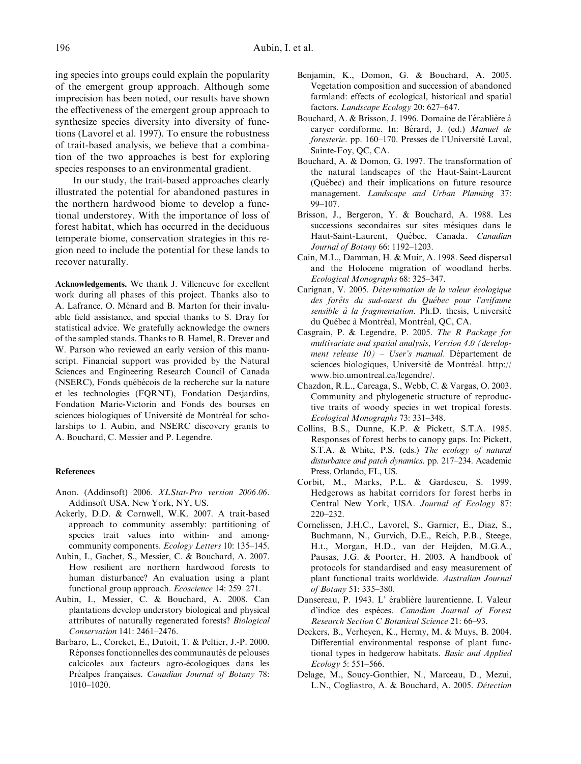ing species into groups could explain the popularity of the emergent group approach. Although some imprecision has been noted, our results have shown the effectiveness of the emergent group approach to synthesize species diversity into diversity of functions (Lavorel et al. 1997). To ensure the robustness of trait-based analysis, we believe that a combination of the two approaches is best for exploring species responses to an environmental gradient.

In our study, the trait-based approaches clearly illustrated the potential for abandoned pastures in the northern hardwood biome to develop a functional understorey. With the importance of loss of forest habitat, which has occurred in the deciduous temperate biome, conservation strategies in this region need to include the potential for these lands to recover naturally.

**Acknowledgements.** We thank J. Villeneuve for excellent work during all phases of this project. Thanks also to A. Lafrance, O. Ménard and B. Marton for their invaluable field assistance, and special thanks to S. Dray for statistical advice. We gratefully acknowledge the owners of the sampled stands. Thanks to B. Hamel, R. Drever and W. Parson who reviewed an early version of this manuscript. Financial support was provided by the Natural Sciences and Engineering Research Council of Canada (NSERC), Fonds québécois de la recherche sur la nature et les technologies (FQRNT), Fondation Desjardins, Fondation Marie-Victorin and Fonds des bourses en sciences biologiques of Université de Montréal for scholarships to I. Aubin, and NSERC discovery grants to A. Bouchard, C. Messier and P. Legendre.

## References

- Anon. (Addinsoft) 2006. *XLStat-Pro version 2006.06*. Addinsoft USA, New York, NY, US.
- Ackerly, D.D. & Cornwell, W.K. 2007. A trait-based approach to community assembly: partitioning of species trait values into within- and among-community components. *Ecology Letters* 10: 135–145.
- Aubin, I., Gachet, S., Messier, C. & Bouchard, A. 2007. How resilient are northern hardwood forests to human disturbance? An evaluation using a plant functional group approach. *Ecoscience* 14: 259–271.
- Aubin, I., Messier, C. & Bouchard, A. 2008. Can plantations develop understory biological and physical attributes of naturally regenerated forests? *Biological Conservation* 141: 2461–2476.
- Barbaro, L., Corcket, E., Dutoit, T. & Peltier, J.-P. 2000. Réponses fonctionnelles des communautés de pelouses calcicoles aux facteurs agro-écologiques dans les Préalpes françaises. *Canadian Journal of Botany* 78: 1010–1020.
- Benjamin, K., Domon, G. & Bouchard, A. 2005. Vegetation composition and succession of abandoned farmland: effects of ecological, historical and spatial factors. *Landscape Ecology* 20: 627–647.
- Bouchard, A. & Brisson, J. 1996. Domaine de l'érablière à caryer cordiforme. In: Bérard, J. (ed.) *Manuel de foresterie*. pp. 160–170. Presses de l'Université Laval, Sainte-Foy, QC, CA.
- Bouchard, A. & Domon, G. 1997. The transformation of the natural landscapes of the Haut-Saint-Laurent (Québec) and their implications on future resource management. *Landscape and Urban Planning* 37: 99–107.
- Brisson, J., Bergeron, Y. & Bouchard, A. 1988. Les successions secondaires sur sites mésiques dans le Haut-Saint-Laurent, Québec, Canada. *Canadian Journal of Botany* 66: 1192–1203.
- Cain, M.L., Damman, H. & Muir, A. 1998. Seed dispersal and the Holocene migration of woodland herbs. *Ecological Monographs* 68: 325–347.
- Carignan, V. 2005. *Détermination de la valeur écologique des forêts du sud-ouest du Québec pour l'avifaune sensible à la fragmentation*. Ph.D. thesis, Université du Québec à Montréal, Montréal, QC, CA.
- Casgrain, P. & Legendre, P. 2005. *The R Package for multivariate and spatial analysis, Version 4.0 (development release 10) – User's manual*. Département de sciences biologiques, Université de Montréal. http://www.bio.umontreal.ca/legendre/.
- Chazdon, R.L., Careaga, S., Webb, C. & Vargas, O. 2003. Community and phylogenetic structure of reproductive traits of woody species in wet tropical forests. *Ecological Monographs* 73: 331–348.
- Collins, B.S., Dunne, K.P. & Pickett, S.T.A. 1985. Responses of forest herbs to canopy gaps. In: Pickett, S.T.A. & White, P.S. (eds.) *The ecology of natural disturbance and patch dynamics*. pp. 217–234. Academic Press, Orlando, FL, US.
- Corbit, M., Marks, P.L. & Gardescu, S. 1999. Hedgerows as habitat corridors for forest herbs in Central New York, USA. *Journal of Ecology* 87: 220–232.
- Cornelissen, J.H.C., Lavorel, S., Garnier, E., Diaz, S., Buchmann, N., Gurvich, D.E., Reich, P.B., Steege, H.t., Morgan, H.D., van der Heijden, M.G.A., Pausas, J.G. & Poorter, H. 2003. A handbook of protocols for standardised and easy measurement of plant functional traits worldwide. *Australian Journal of Botany* 51: 335–380.
- Dansereau, P. 1943. L' érablière laurentienne. I. Valeur d'indice des espèces. *Canadian Journal of Forest Research Section C Botanical Science* 21: 66–93.
- Deckers, B., Verheyen, K., Hermy, M. & Muys, B. 2004. Differential environmental response of plant functional types in hedgerow habitats. *Basic and Applied Ecology* 5: 551–566.
- Delage, M., Soucy-Gonthier, N., Marceau, D., Mezui, L.N., Cogliastro, A. & Bouchard, A. 2005. *Détection*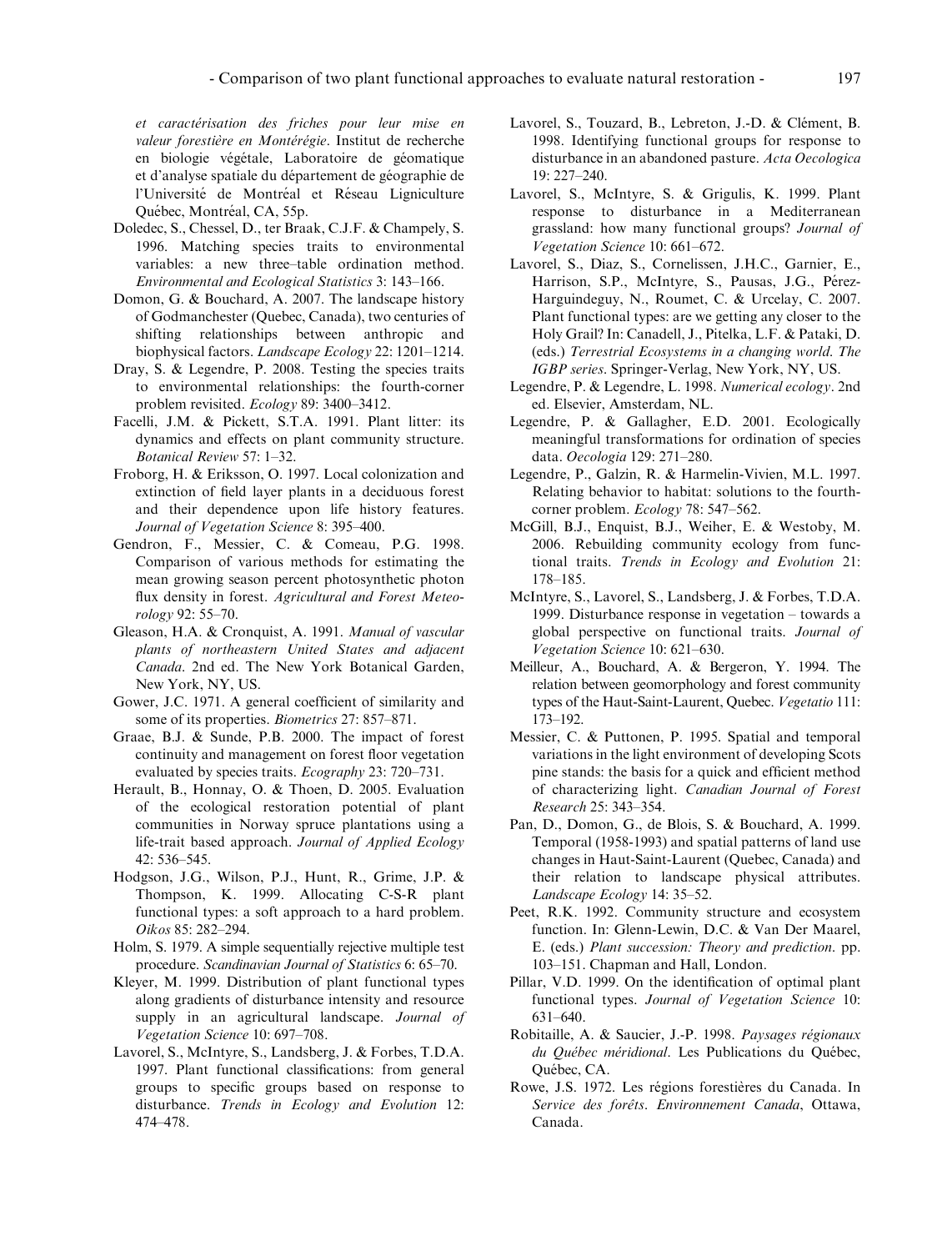*et caractérisation des friches pour leur mise en valeur forestière en Montérégie*. Institut de recherche en biologie végétale, Laboratoire de géomatique et d'analyse spatiale du département de géographie de l'Université de Montréal et Réseau Ligniculture Québec, Montréal, CA, 55p.

Doledec, S., Chessel, D., ter Braak, C.J.F. & Champely, S. 1996. Matching species traits to environmental variables: a new three–table ordination method. *Environmental and Ecological Statistics* 3: 143–166.

Domon, G. & Bouchard, A. 2007. The landscape history of Godmanchester (Quebec, Canada), two centuries of shifting relationships between anthropic and biophysical factors. *Landscape Ecology* 22: 1201–1214.

Dray, S. & Legendre, P. 2008. Testing the species traits to environmental relationships: the fourth-corner problem revisited. *Ecology* 89: 3400–3412.

Facelli, J.M. & Pickett, S.T.A. 1991. Plant litter: its dynamics and effects on plant community structure. *Botanical Review* 57: 1–32.

Froborg, H. & Eriksson, O. 1997. Local colonization and extinction of field layer plants in a deciduous forest and their dependence upon life history features. *Journal of Vegetation Science* 8: 395–400.

Gendron, F., Messier, C. & Comeau, P.G. 1998. Comparison of various methods for estimating the mean growing season percent photosynthetic photon flux density in forest. *Agricultural and Forest Meteorology* 92: 55–70.

Gleason, H.A. & Cronquist, A. 1991. *Manual of vascular plants of northeastern United States and adjacent Canada*. 2nd ed. The New York Botanical Garden, New York, NY, US.

Gower, J.C. 1971. A general coefficient of similarity and some of its properties. *Biometrics* 27: 857–871.

Graae, B.J. & Sunde, P.B. 2000. The impact of forest continuity and management on forest floor vegetation evaluated by species traits. *Ecography* 23: 720–731.

Herault, B., Honnay, O. & Thoen, D. 2005. Evaluation of the ecological restoration potential of plant communities in Norway spruce plantations using a life-trait based approach. *Journal of Applied Ecology* 42: 536–545.

Hodgson, J.G., Wilson, P.J., Hunt, R., Grime, J.P. & Thompson, K. 1999. Allocating C-S-R plant functional types: a soft approach to a hard problem. *Oikos* 85: 282–294.

Holm, S. 1979. A simple sequentially rejective multiple test procedure. *Scandinavian Journal of Statistics* 6: 65–70.

Kleyer, M. 1999. Distribution of plant functional types along gradients of disturbance intensity and resource supply in an agricultural landscape. *Journal of Vegetation Science* 10: 697–708.

Lavorel, S., McIntyre, S., Landsberg, J. & Forbes, T.D.A. 1997. Plant functional classifications: from general groups to specific groups based on response to disturbance. *Trends in Ecology and Evolution* 12: 474–478.

Lavorel, S., Touzard, B., Lebreton, J.-D. & Clément, B. 1998. Identifying functional groups for response to disturbance in an abandoned pasture. *Acta Oecologica* 19: 227–240.

Lavorel, S., McIntyre, S. & Grigulis, K. 1999. Plant response to disturbance in a Mediterranean grassland: how many functional groups? *Journal of Vegetation Science* 10: 661–672.

Lavorel, S., Diaz, S., Cornelissen, J.H.C., Garnier, E., Harrison, S.P., McIntyre, S., Pausas, J.G., Pérez-Harguindeguy, N., Roumet, C. & Urcelay, C. 2007. Plant functional types: are we getting any closer to the Holy Grail? In: Canadell, J., Pitelka, L.F. & Pataki, D. (eds.) *Terrestrial Ecosystems in a changing world. The IGBP series*. Springer-Verlag, New York, NY, US.

Legendre, P. & Legendre, L. 1998. *Numerical ecology*. 2nd ed. Elsevier, Amsterdam, NL.

Legendre, P. & Gallagher, E.D. 2001. Ecologically meaningful transformations for ordination of species data. *Oecologia* 129: 271–280.

Legendre, P., Galzin, R. & Harmelin-Vivien, M.L. 1997. Relating behavior to habitat: solutions to the fourth-corner problem. *Ecology* 78: 547–562.

McGill, B.J., Enquist, B.J., Weiher, E. & Westoby, M. 2006. Rebuilding community ecology from functional traits. *Trends in Ecology and Evolution* 21: 178–185.

McIntyre, S., Lavorel, S., Landsberg, J. & Forbes, T.D.A. 1999. Disturbance response in vegetation – towards a global perspective on functional traits. *Journal of Vegetation Science* 10: 621–630.

Meilleur, A., Bouchard, A. & Bergeron, Y. 1994. The relation between geomorphology and forest community types of the Haut-Saint-Laurent, Quebec. *Vegetatio* 111: 173–192.

Messier, C. & Puttonen, P. 1995. Spatial and temporal variations in the light environment of developing Scots pine stands: the basis for a quick and efficient method of characterizing light. *Canadian Journal of Forest Research* 25: 343–354.

Pan, D., Domon, G., de Blois, S. & Bouchard, A. 1999. Temporal (1958-1993) and spatial patterns of land use changes in Haut-Saint-Laurent (Quebec, Canada) and their relation to landscape physical attributes. *Landscape Ecology* 14: 35–52.

Peet, R.K. 1992. Community structure and ecosystem function. In: Glenn-Lewin, D.C. & Van Der Maarel, E. (eds.) *Plant succession: Theory and prediction*. pp. 103–151. Chapman and Hall, London.

Pillar, V.D. 1999. On the identification of optimal plant functional types. *Journal of Vegetation Science* 10: 631–640.

Robitaille, A. & Saucier, J.-P. 1998. *Paysages régionaux du Québec méridional*. Les Publications du Québec, Québec, CA.

Rowe, J.S. 1972. Les régions forestières du Canada. In *Service des forêts*. *Environnement Canada*, Ottawa, Canada.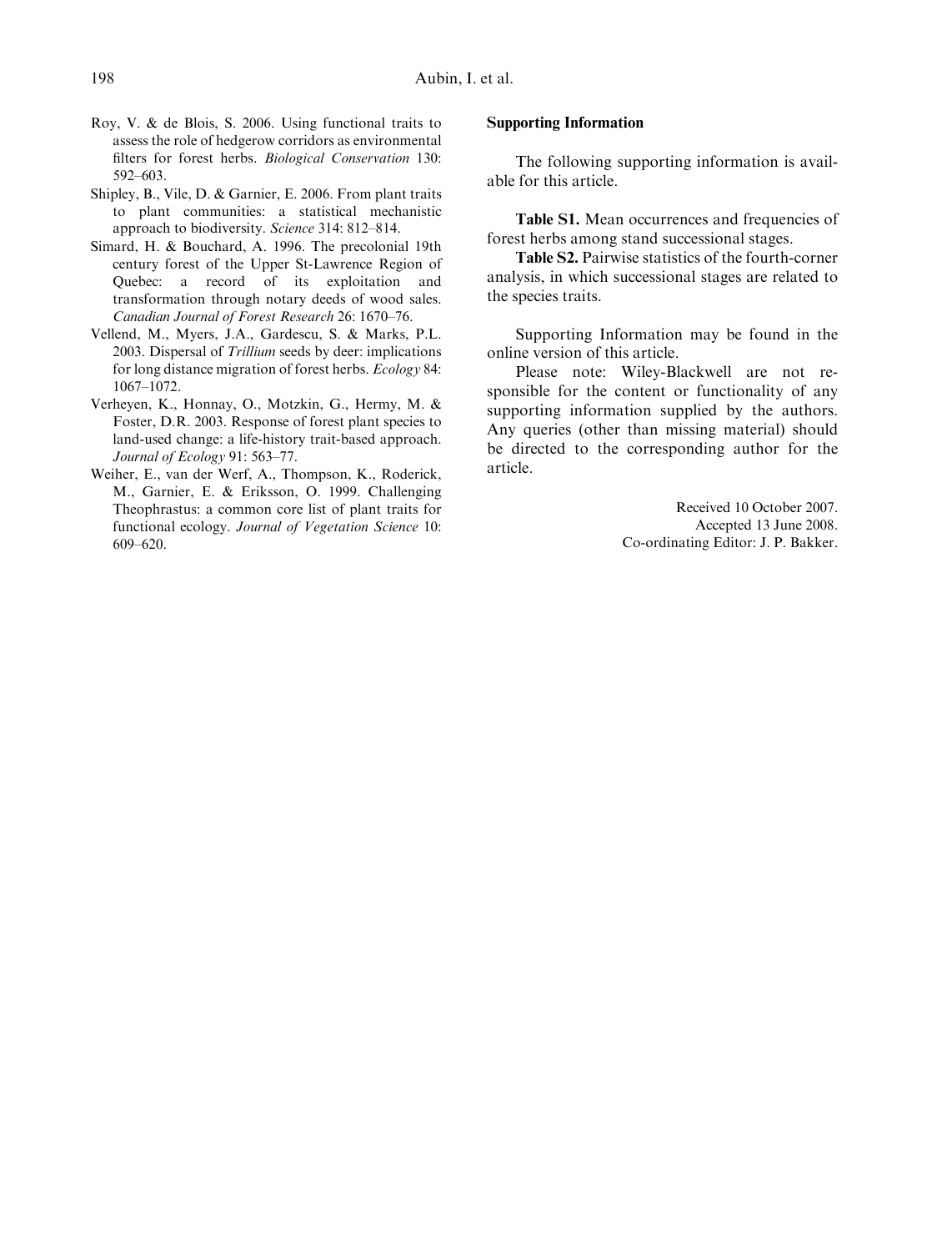Roy, V. & de Blois, S. 2006. Using functional traits to assess the role of hedgerow corridors as environmental filters for forest herbs. *Biological Conservation* 130: 592–603.

Shipley, B., Vile, D. & Garnier, E. 2006. From plant traits to plant communities: a statistical mechanistic approach to biodiversity. *Science* 314: 812–814.

Simard, H. & Bouchard, A. 1996. The precolonial 19th century forest of the Upper St-Lawrence Region of Quebec: a record of its exploitation and transformation through notary deeds of wood sales. *Canadian Journal of Forest Research* 26: 1670–76.

Vellend, M., Myers, J.A., Gardescu, S. & Marks, P.L. 2003. Dispersal of *Trillium* seeds by deer: implications for long distance migration of forest herbs. *Ecology* 84: 1067–1072.

Verheyen, K., Honnay, O., Motzkin, G., Hermy, M. & Foster, D.R. 2003. Response of forest plant species to land-used change: a life-history trait-based approach. *Journal of Ecology* 91: 563–77.

Weiher, E., van der Werf, A., Thompson, K., Roderick, M., Garnier, E. & Eriksson, O. 1999. Challenging Theophrastus: a common core list of plant traits for functional ecology. *Journal of Vegetation Science* 10: 609–620.

## Supporting Information

The following supporting information is available for this article.

**Table S1.** Mean occurrences and frequencies of forest herbs among stand successional stages.

**Table S2.** Pairwise statistics of the fourth-corner analysis, in which successional stages are related to the species traits.

Supporting Information may be found in the online version of this article.

Please note: Wiley-Blackwell are not responsible for the content or functionality of any supporting information supplied by the authors. Any queries (other than missing material) should be directed to the corresponding author for the article.

Received 10 October 2007.
Accepted 13 June 2008.
Co-ordinating Editor: J. P. Bakker.